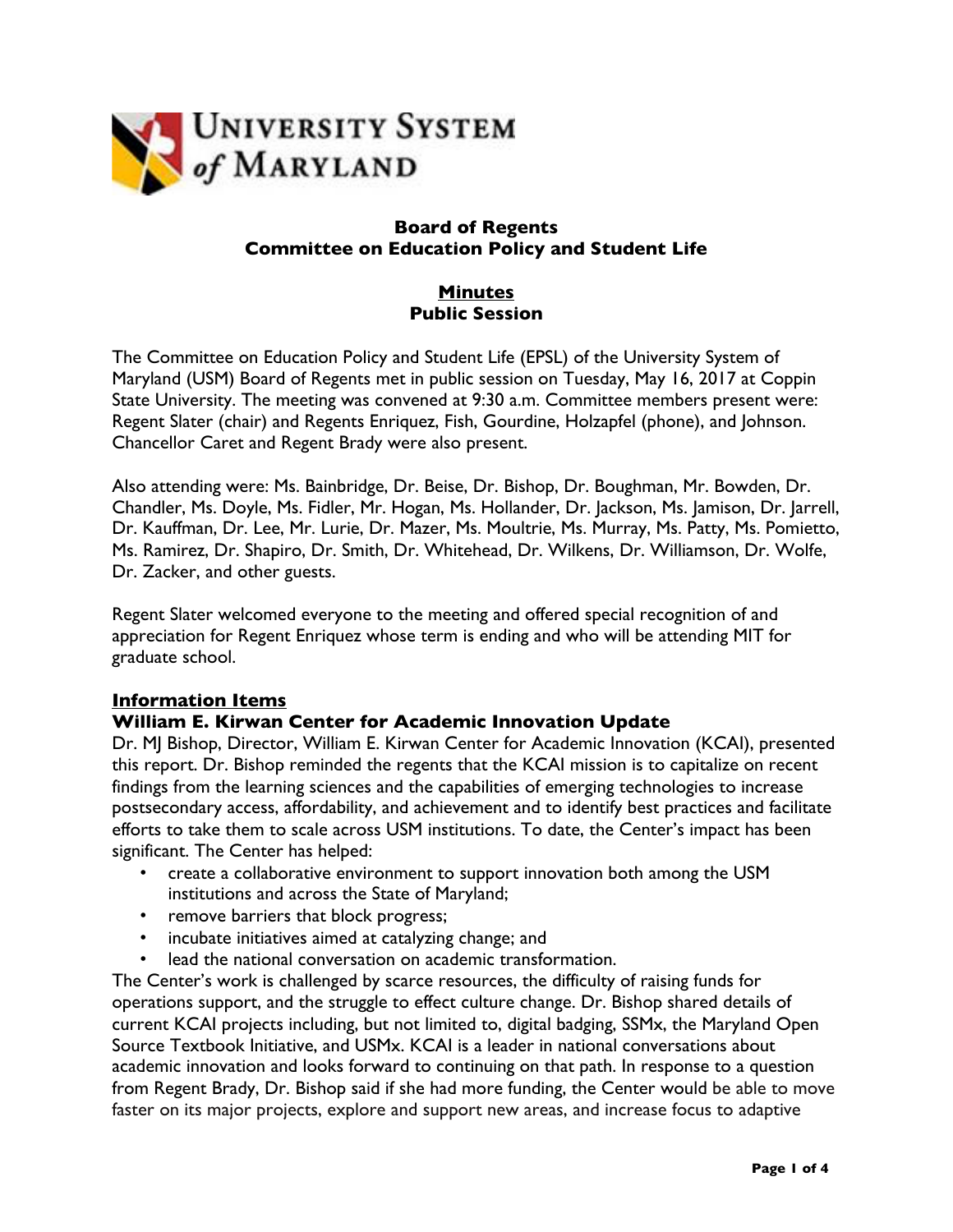# Board of Regents
## Committee on Education Policy and Student Life

**Minutes**
**Public Session**

The Committee on Education Policy and Student Life (EPSL) of the University System of Maryland (USM) Board of Regents met in public session on Tuesday, May 16, 2017 at Coppin State University. The meeting was convened at 9:30 a.m. Committee members present were: Regent Slater (chair) and Regents Enriquez, Fish, Gourdine, Holzapfel (phone), and Johnson. Chancellor Caret and Regent Brady were also present.

Also attending were: Ms. Bainbridge, Dr. Beise, Dr. Bishop, Dr. Boughman, Mr. Bowden, Dr. Chandler, Ms. Doyle, Ms. Fidler, Mr. Hogan, Ms. Hollander, Dr. Jackson, Ms. Jamison, Dr. Jarrell, Dr. Kauffman, Dr. Lee, Mr. Lurie, Dr. Mazer, Ms. Moultrie, Ms. Murray, Ms. Patty, Ms. Pomietto, Ms. Ramirez, Dr. Shapiro, Dr. Smith, Dr. Whitehead, Dr. Wilkens, Dr. Williamson, Dr. Wolfe, Dr. Zacker, and other guests.

Regent Slater welcomed everyone to the meeting and offered special recognition of and appreciation for Regent Enriquez whose term is ending and who will be attending MIT for graduate school.

### Information Items

### William E. Kirwan Center for Academic Innovation Update

Dr. MJ Bishop, Director, William E. Kirwan Center for Academic Innovation (KCAI), presented this report. Dr. Bishop reminded the regents that the KCAI mission is to capitalize on recent findings from the learning sciences and the capabilities of emerging technologies to increase postsecondary access, affordability, and achievement and to identify best practices and facilitate efforts to take them to scale across USM institutions. To date, the Center's impact has been significant. The Center has helped:

- create a collaborative environment to support innovation both among the USM institutions and across the State of Maryland;
- remove barriers that block progress;
- incubate initiatives aimed at catalyzing change; and
- lead the national conversation on academic transformation.

The Center's work is challenged by scarce resources, the difficulty of raising funds for operations support, and the struggle to effect culture change. Dr. Bishop shared details of current KCAI projects including, but not limited to, digital badging, SSMx, the Maryland Open Source Textbook Initiative, and USMx. KCAI is a leader in national conversations about academic innovation and looks forward to continuing on that path. In response to a question from Regent Brady, Dr. Bishop said if she had more funding, the Center would be able to move faster on its major projects, explore and support new areas, and increase focus to adaptive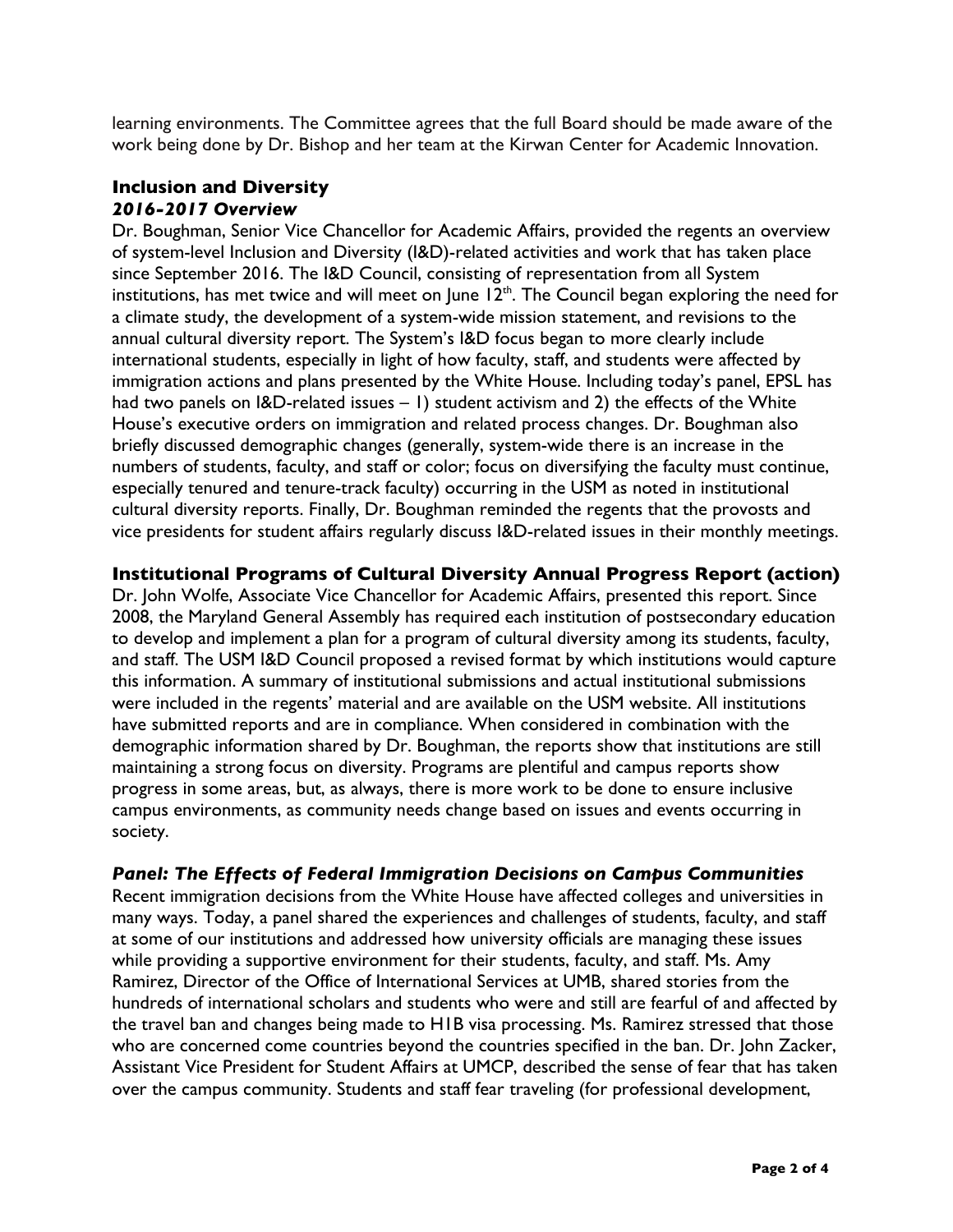learning environments. The Committee agrees that the full Board should be made aware of the work being done by Dr. Bishop and her team at the Kirwan Center for Academic Innovation.

## Inclusion and Diversity

### *2016-2017 Overview*

Dr. Boughman, Senior Vice Chancellor for Academic Affairs, provided the regents an overview of system-level Inclusion and Diversity (I&D)-related activities and work that has taken place since September 2016. The I&D Council, consisting of representation from all System institutions, has met twice and will meet on June 12th. The Council began exploring the need for a climate study, the development of a system-wide mission statement, and revisions to the annual cultural diversity report. The System's I&D focus began to more clearly include international students, especially in light of how faculty, staff, and students were affected by immigration actions and plans presented by the White House. Including today's panel, EPSL has had two panels on I&D-related issues – 1) student activism and 2) the effects of the White House's executive orders on immigration and related process changes. Dr. Boughman also briefly discussed demographic changes (generally, system-wide there is an increase in the numbers of students, faculty, and staff or color; focus on diversifying the faculty must continue, especially tenured and tenure-track faculty) occurring in the USM as noted in institutional cultural diversity reports. Finally, Dr. Boughman reminded the regents that the provosts and vice presidents for student affairs regularly discuss I&D-related issues in their monthly meetings.

## Institutional Programs of Cultural Diversity Annual Progress Report (action)

Dr. John Wolfe, Associate Vice Chancellor for Academic Affairs, presented this report. Since 2008, the Maryland General Assembly has required each institution of postsecondary education to develop and implement a plan for a program of cultural diversity among its students, faculty, and staff. The USM I&D Council proposed a revised format by which institutions would capture this information. A summary of institutional submissions and actual institutional submissions were included in the regents' material and are available on the USM website. All institutions have submitted reports and are in compliance. When considered in combination with the demographic information shared by Dr. Boughman, the reports show that institutions are still maintaining a strong focus on diversity. Programs are plentiful and campus reports show progress in some areas, but, as always, there is more work to be done to ensure inclusive campus environments, as community needs change based on issues and events occurring in society.

### *Panel: The Effects of Federal Immigration Decisions on Campus Communities*

Recent immigration decisions from the White House have affected colleges and universities in many ways. Today, a panel shared the experiences and challenges of students, faculty, and staff at some of our institutions and addressed how university officials are managing these issues while providing a supportive environment for their students, faculty, and staff. Ms. Amy Ramirez, Director of the Office of International Services at UMB, shared stories from the hundreds of international scholars and students who were and still are fearful of and affected by the travel ban and changes being made to H1B visa processing. Ms. Ramirez stressed that those who are concerned come countries beyond the countries specified in the ban. Dr. John Zacker, Assistant Vice President for Student Affairs at UMCP, described the sense of fear that has taken over the campus community. Students and staff fear traveling (for professional development,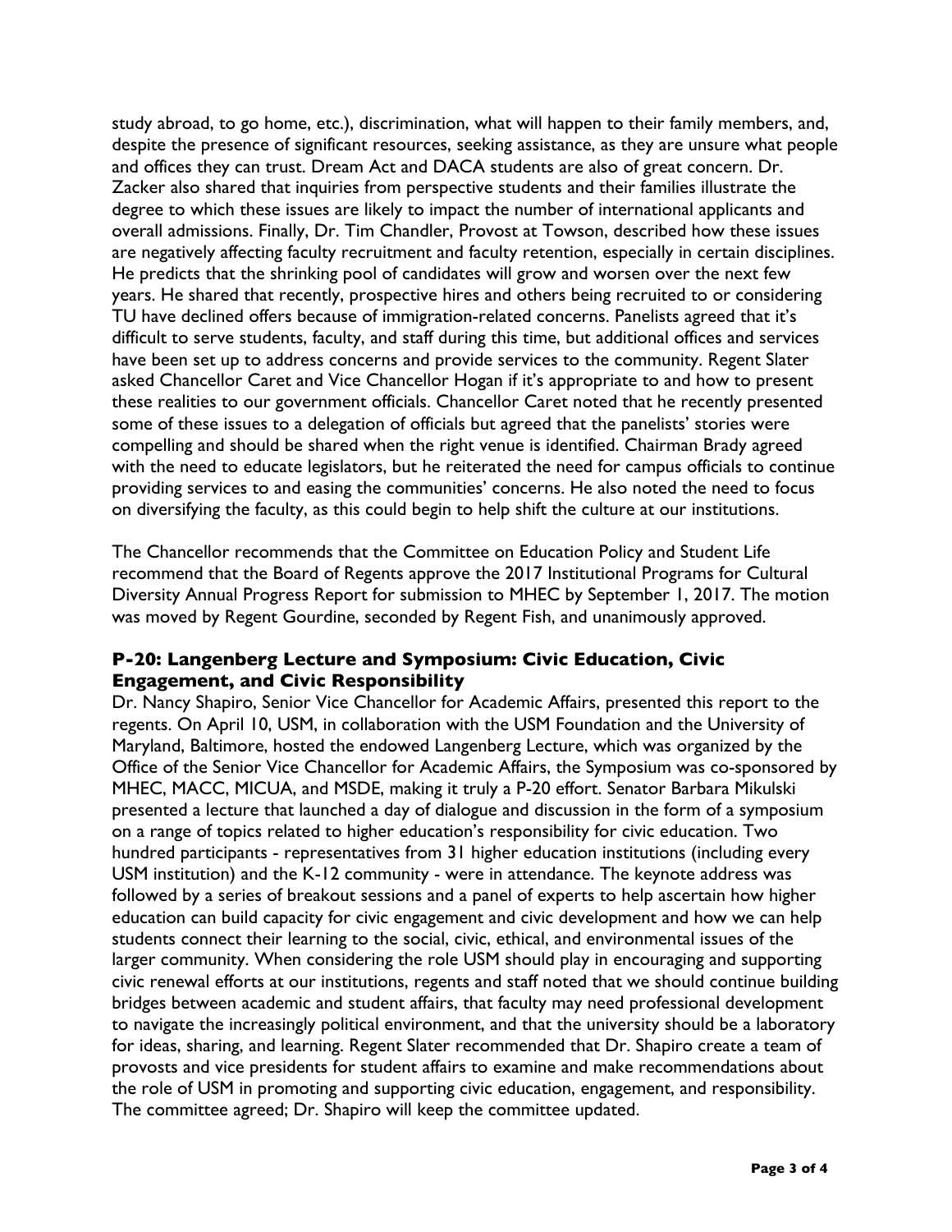study abroad, to go home, etc.), discrimination, what will happen to their family members, and, despite the presence of significant resources, seeking assistance, as they are unsure what people and offices they can trust. Dream Act and DACA students are also of great concern. Dr. Zacker also shared that inquiries from perspective students and their families illustrate the degree to which these issues are likely to impact the number of international applicants and overall admissions. Finally, Dr. Tim Chandler, Provost at Towson, described how these issues are negatively affecting faculty recruitment and faculty retention, especially in certain disciplines. He predicts that the shrinking pool of candidates will grow and worsen over the next few years. He shared that recently, prospective hires and others being recruited to or considering TU have declined offers because of immigration-related concerns. Panelists agreed that it's difficult to serve students, faculty, and staff during this time, but additional offices and services have been set up to address concerns and provide services to the community. Regent Slater asked Chancellor Caret and Vice Chancellor Hogan if it's appropriate to and how to present these realities to our government officials. Chancellor Caret noted that he recently presented some of these issues to a delegation of officials but agreed that the panelists' stories were compelling and should be shared when the right venue is identified. Chairman Brady agreed with the need to educate legislators, but he reiterated the need for campus officials to continue providing services to and easing the communities' concerns. He also noted the need to focus on diversifying the faculty, as this could begin to help shift the culture at our institutions.

The Chancellor recommends that the Committee on Education Policy and Student Life recommend that the Board of Regents approve the 2017 Institutional Programs for Cultural Diversity Annual Progress Report for submission to MHEC by September 1, 2017. The motion was moved by Regent Gourdine, seconded by Regent Fish, and unanimously approved.

### P-20: Langenberg Lecture and Symposium: Civic Education, Civic Engagement, and Civic Responsibility

Dr. Nancy Shapiro, Senior Vice Chancellor for Academic Affairs, presented this report to the regents. On April 10, USM, in collaboration with the USM Foundation and the University of Maryland, Baltimore, hosted the endowed Langenberg Lecture, which was organized by the Office of the Senior Vice Chancellor for Academic Affairs, the Symposium was co-sponsored by MHEC, MACC, MICUA, and MSDE, making it truly a P-20 effort. Senator Barbara Mikulski presented a lecture that launched a day of dialogue and discussion in the form of a symposium on a range of topics related to higher education's responsibility for civic education. Two hundred participants - representatives from 31 higher education institutions (including every USM institution) and the K-12 community - were in attendance. The keynote address was followed by a series of breakout sessions and a panel of experts to help ascertain how higher education can build capacity for civic engagement and civic development and how we can help students connect their learning to the social, civic, ethical, and environmental issues of the larger community. When considering the role USM should play in encouraging and supporting civic renewal efforts at our institutions, regents and staff noted that we should continue building bridges between academic and student affairs, that faculty may need professional development to navigate the increasingly political environment, and that the university should be a laboratory for ideas, sharing, and learning. Regent Slater recommended that Dr. Shapiro create a team of provosts and vice presidents for student affairs to examine and make recommendations about the role of USM in promoting and supporting civic education, engagement, and responsibility. The committee agreed; Dr. Shapiro will keep the committee updated.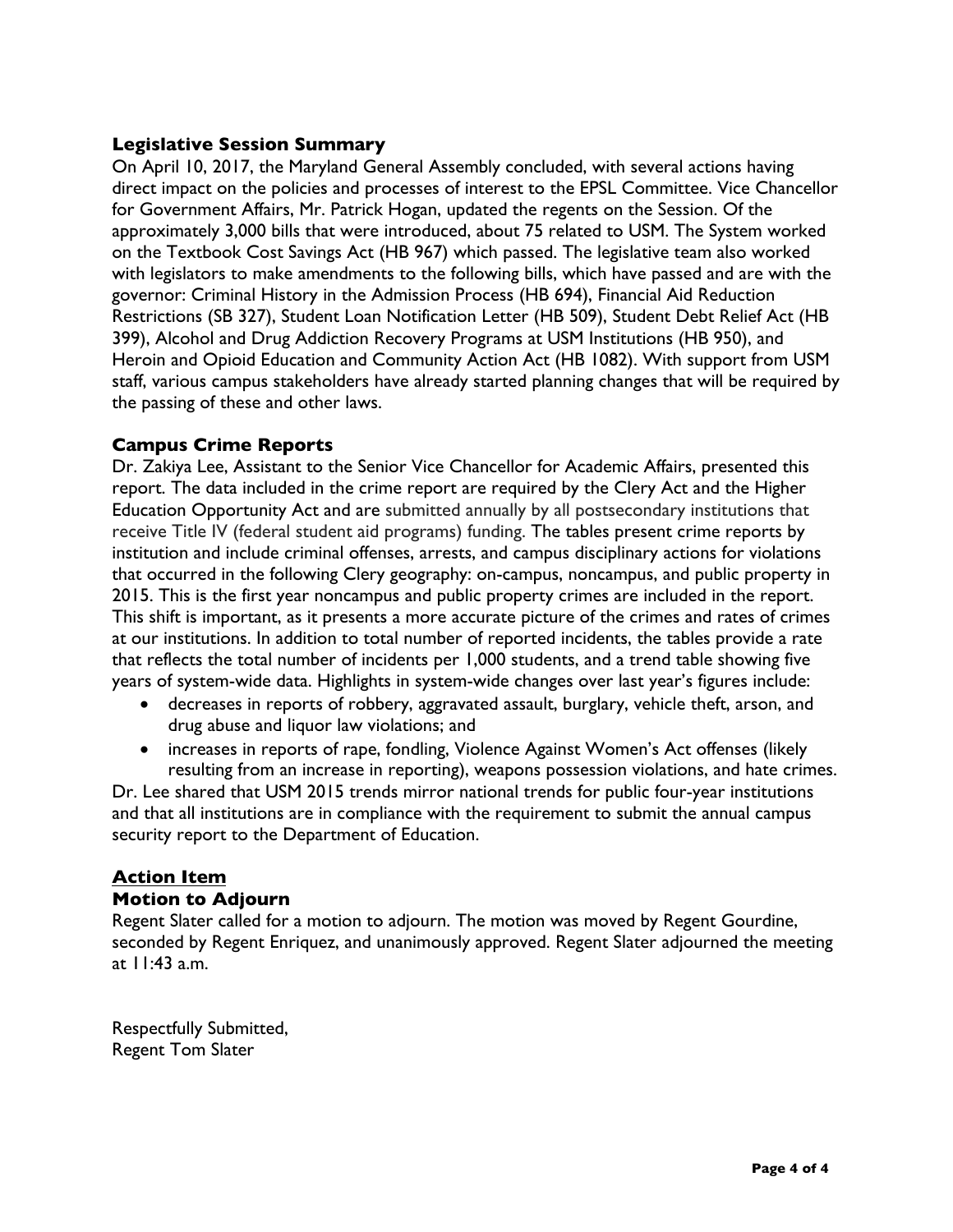### Legislative Session Summary

On April 10, 2017, the Maryland General Assembly concluded, with several actions having direct impact on the policies and processes of interest to the EPSL Committee. Vice Chancellor for Government Affairs, Mr. Patrick Hogan, updated the regents on the Session. Of the approximately 3,000 bills that were introduced, about 75 related to USM. The System worked on the Textbook Cost Savings Act (HB 967) which passed. The legislative team also worked with legislators to make amendments to the following bills, which have passed and are with the governor: Criminal History in the Admission Process (HB 694), Financial Aid Reduction Restrictions (SB 327), Student Loan Notification Letter (HB 509), Student Debt Relief Act (HB 399), Alcohol and Drug Addiction Recovery Programs at USM Institutions (HB 950), and Heroin and Opioid Education and Community Action Act (HB 1082). With support from USM staff, various campus stakeholders have already started planning changes that will be required by the passing of these and other laws.

### Campus Crime Reports

Dr. Zakiya Lee, Assistant to the Senior Vice Chancellor for Academic Affairs, presented this report. The data included in the crime report are required by the Clery Act and the Higher Education Opportunity Act and are submitted annually by all postsecondary institutions that receive Title IV (federal student aid programs) funding. The tables present crime reports by institution and include criminal offenses, arrests, and campus disciplinary actions for violations that occurred in the following Clery geography: on-campus, noncampus, and public property in 2015. This is the first year noncampus and public property crimes are included in the report. This shift is important, as it presents a more accurate picture of the crimes and rates of crimes at our institutions. In addition to total number of reported incidents, the tables provide a rate that reflects the total number of incidents per 1,000 students, and a trend table showing five years of system-wide data. Highlights in system-wide changes over last year's figures include:

- decreases in reports of robbery, aggravated assault, burglary, vehicle theft, arson, and drug abuse and liquor law violations; and
- increases in reports of rape, fondling, Violence Against Women's Act offenses (likely resulting from an increase in reporting), weapons possession violations, and hate crimes.

Dr. Lee shared that USM 2015 trends mirror national trends for public four-year institutions and that all institutions are in compliance with the requirement to submit the annual campus security report to the Department of Education.

### <u>Action Item</u>

### Motion to Adjourn

Regent Slater called for a motion to adjourn. The motion was moved by Regent Gourdine, seconded by Regent Enriquez, and unanimously approved. Regent Slater adjourned the meeting at 11:43 a.m.

Respectfully Submitted,
Regent Tom Slater